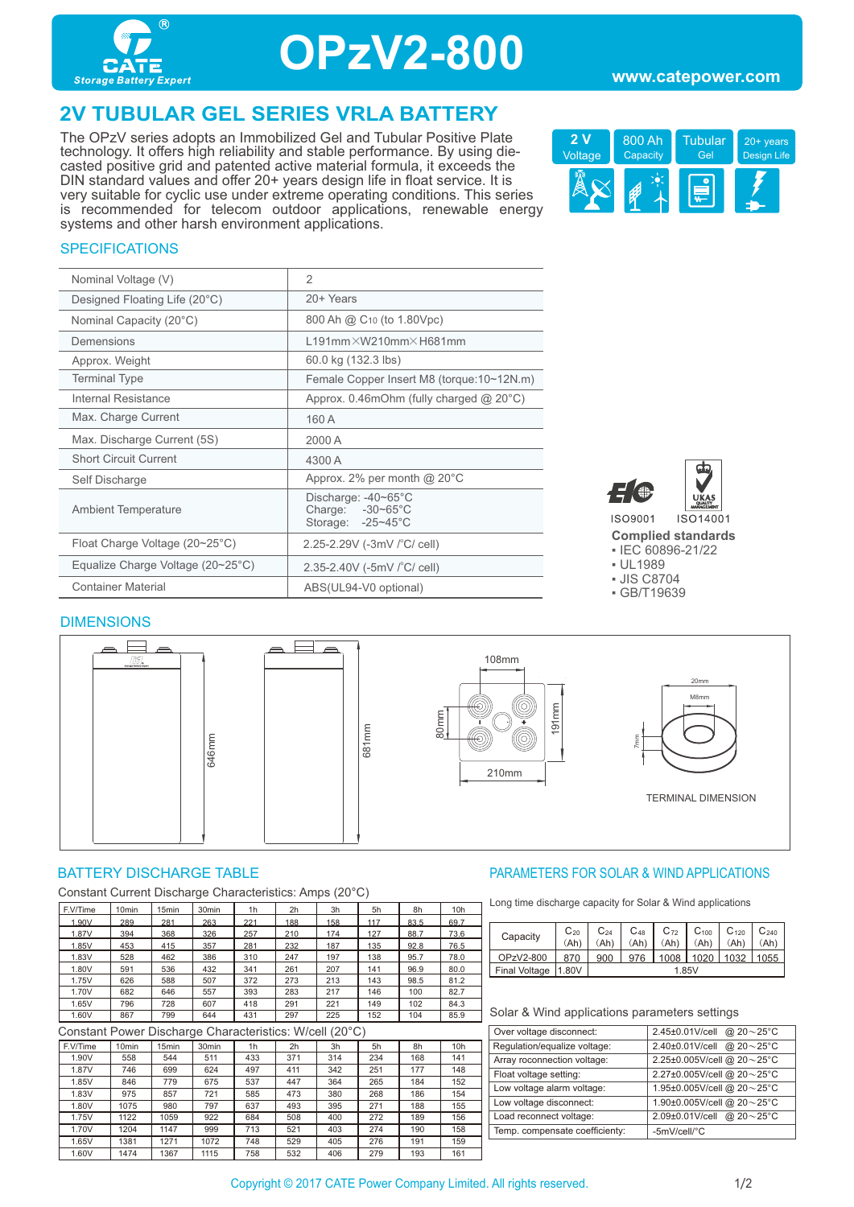# OPzV2-800

CATE Storage Battery Expert

www.catepower.com

## 2V TUBULAR GEL SERIES VRLA BATTERY

The OPzV series adopts an Immobilized Gel and Tubular Positive Plate technology. It offers high reliability and stable performance. By using die-casted positive grid and patented active material formula, it exceeds the DIN standard values and offer 20+ years design life in float service. It is very suitable for cyclic use under extreme operating conditions. This series is recommended for telecom outdoor applications, renewable energy systems and other harsh environment applications.

2 V Voltage | 800 Ah Capacity | Tubular Gel | 20+ years Design Life

### SPECIFICATIONS

| | |
|---|---|
| Nominal Voltage (V) | 2 |
| Designed Floating Life (20°C) | 20+ Years |
| Nominal Capacity (20°C) | 800 Ah @ $C_{10}$ (to 1.80Vpc) |
| Demensions | L191mm×W210mm×H681mm |
| Approx. Weight | 60.0 kg (132.3 lbs) |
| Terminal Type | Female Copper Insert M8 (torque:10~12N.m) |
| Internal Resistance | Approx. 0.46mOhm (fully charged @ 20°C) |
| Max. Charge Current | 160 A |
| Max. Discharge Current (5S) | 2000 A |
| Short Circuit Current | 4300 A |
| Self Discharge | Approx. 2% per month @ 20°C |
| Ambient Temperature | Discharge: -40~65°C<br>Charge: -30~65°C<br>Storage: -25~45°C |
| Float Charge Voltage (20~25°C) | 2.25-2.29V (-3mV /°C/ cell) |
| Equalize Charge Voltage (20~25°C) | 2.35-2.40V (-5mV /°C/ cell) |
| Container Material | ABS(UL94-V0 optional) |

ISO9001 ISO14001

**Complied standards**
- IEC 60896-21/22
- UL1989
- JIS C8704
- GB/T19639

### DIMENSIONS

646mm; 681mm; 108mm; 80mm; 191mm; 210mm; 20mm; M8mm; 7mm

TERMINAL DIMENSION

### BATTERY DISCHARGE TABLE

Constant Current Discharge Characteristics: Amps (20°C)

| F.V/Time | 10min | 15min | 30min | 1h | 2h | 3h | 5h | 8h | 10h |
|---|---|---|---|---|---|---|---|---|---|
| 1.90V | 289 | 281 | 263 | 221 | 188 | 158 | 117 | 83.5 | 69.7 |
| 1.87V | 394 | 368 | 326 | 257 | 210 | 174 | 127 | 88.7 | 73.6 |
| 1.85V | 453 | 415 | 357 | 281 | 232 | 187 | 135 | 92.8 | 76.5 |
| 1.83V | 528 | 462 | 386 | 310 | 247 | 197 | 138 | 95.7 | 78.0 |
| 1.80V | 591 | 536 | 432 | 341 | 261 | 207 | 141 | 96.9 | 80.0 |
| 1.75V | 626 | 588 | 507 | 372 | 273 | 213 | 143 | 98.5 | 81.2 |
| 1.70V | 682 | 646 | 557 | 393 | 283 | 217 | 146 | 100 | 82.7 |
| 1.65V | 796 | 728 | 607 | 418 | 291 | 221 | 149 | 102 | 84.3 |
| 1.60V | 867 | 799 | 644 | 431 | 297 | 225 | 152 | 104 | 85.9 |

Constant Power Discharge Characteristics: W/cell (20°C)

| F.V/Time | 10min | 15min | 30min | 1h | 2h | 3h | 5h | 8h | 10h |
|---|---|---|---|---|---|---|---|---|---|
| 1.90V | 558 | 544 | 511 | 433 | 371 | 314 | 234 | 168 | 141 |
| 1.87V | 746 | 699 | 624 | 497 | 411 | 342 | 251 | 177 | 148 |
| 1.85V | 846 | 779 | 675 | 537 | 447 | 364 | 265 | 184 | 152 |
| 1.83V | 975 | 857 | 721 | 585 | 473 | 380 | 268 | 186 | 154 |
| 1.80V | 1075 | 980 | 797 | 637 | 493 | 395 | 271 | 188 | 155 |
| 1.75V | 1122 | 1059 | 922 | 684 | 508 | 400 | 272 | 189 | 156 |
| 1.70V | 1204 | 1147 | 999 | 713 | 521 | 403 | 274 | 190 | 158 |
| 1.65V | 1381 | 1271 | 1072 | 748 | 529 | 405 | 276 | 191 | 159 |
| 1.60V | 1474 | 1367 | 1115 | 758 | 532 | 406 | 279 | 193 | 161 |

### PARAMETERS FOR SOLAR & WIND APPLICATIONS

Long time discharge capacity for Solar & Wind applications

| Capacity | $C_{20}$ (Ah) | $C_{24}$ (Ah) | $C_{48}$ (Ah) | $C_{72}$ (Ah) | $C_{100}$ (Ah) | $C_{120}$ (Ah) | $C_{240}$ (Ah) |
|---|---|---|---|---|---|---|---|
| OPzV2-800 | 870 | 900 | 976 | 1008 | 1020 | 1032 | 1055 |
| Final Voltage | 1.80V | 1.85V | | | | | |

Solar & Wind applications parameters settings

| | |
|---|---|
| Over voltage disconnect: | 2.45±0.01V/cell @ 20～25°C |
| Regulation/equalize voltage: | 2.40±0.01V/cell @ 20～25°C |
| Array reconnection voltage: | 2.25±0.005V/cell @ 20～25°C |
| Float voltage setting: | 2.27±0.005V/cell @ 20～25°C |
| Low voltage alarm voltage: | 1.95±0.005V/cell @ 20～25°C |
| Low voltage disconnect: | 1.90±0.005V/cell @ 20～25°C |
| Load reconnect voltage: | 2.09±0.01V/cell @ 20～25°C |
| Temp. compensate coefficienty: | -5mV/cell/°C |

Copyright © 2017 CATE Power Company Limited. All rights reserved.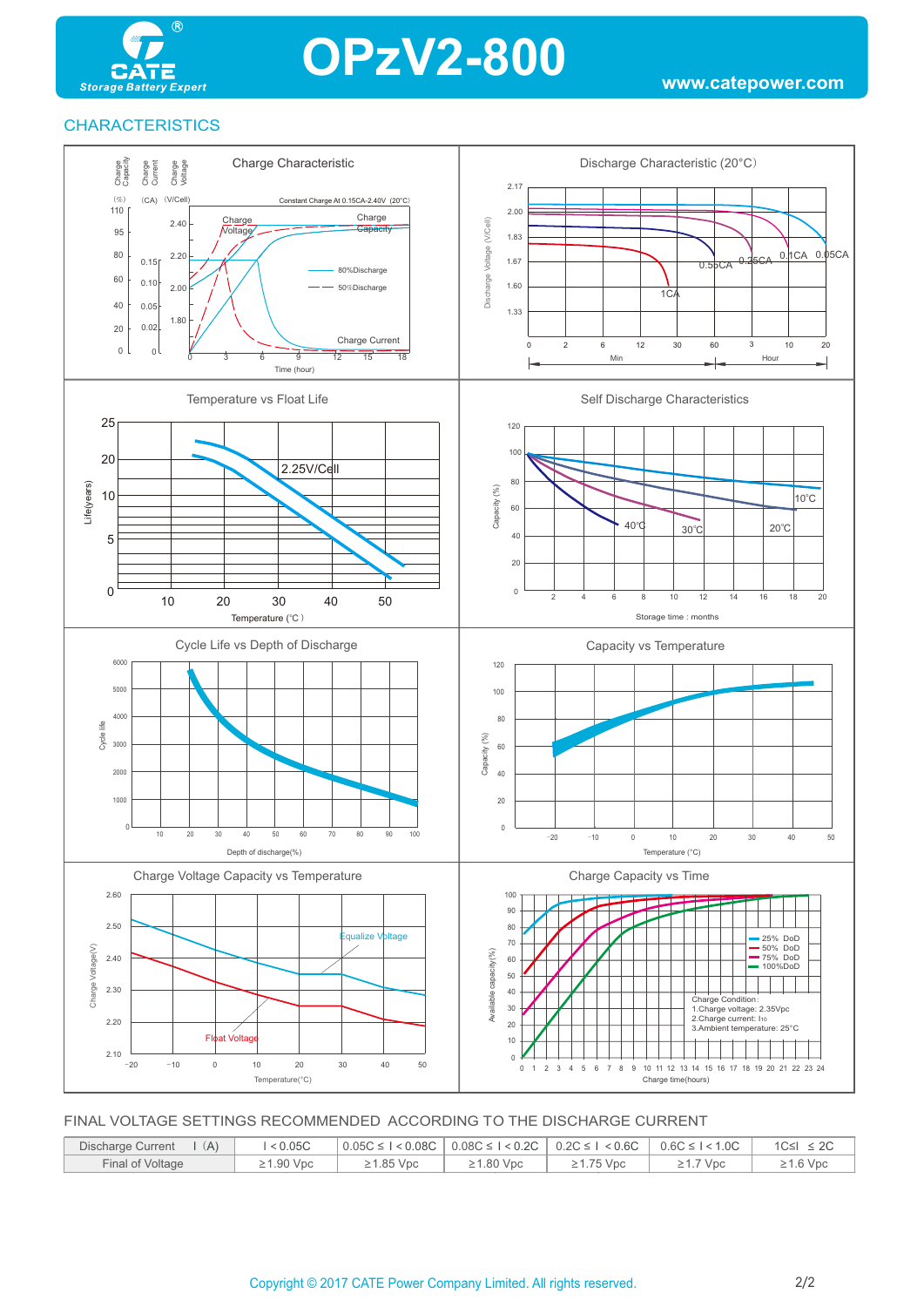# OPzV2-800

## CHARACTERISTICS

### Charge Characteristic

Charge Capacity (%) Charge Current (CA) Charge Voltage (V/Cell)

Constant Charge At 0.15CA-2.40V (20°C)

110 95 80 60 40 20 0

0.15 0.10 0.05 0.02 0

2.40 2.20 2.00 1.80

Charge Voltage

Charge Capacity

80%Discharge

50%Discharge

Charge Current

0 3 6 9 12 15 18

Time (hour)

### Discharge Characteristic (20°C)

Discharge Voltage (V/Cell)

2.17 2.00 1.83 1.67 1.60 1.33

1CA 0.55CA 0.25CA 0.1CA 0.05CA

0 2 6 12 30 60 3 10 20

Min Hour

### Temperature vs Float Life

Life(years)

25 20 10 5 0

2.25V/Cell

10 20 30 40 50

Temperature (°C)

### Self Discharge Characteristics

Capacity (%)

120 100 80 60 40 20 0

40°C 30°C 20°C 10°C

2 4 6 8 10 12 14 16 18 20

Storage time : months

### Cycle Life vs Depth of Discharge

Cycle life

6000 5000 4000 3000 2000 1000 0

10 20 30 40 50 60 70 80 90 100

Depth of discharge(%)

### Capacity vs Temperature

Capacity (%)

120 100 80 60 40 20 0

-20 -10 0 10 20 30 40 50

Temperature (°C)

### Charge Voltage Capacity vs Temperature

Charge Voltage(V)

2.60 2.50 2.40 2.30 2.20 2.10

Equalize Voltage

Float Voltage

-20 -10 0 10 20 30 40 50

Temperature(°C)

### Charge Capacity vs Time

Available capacity(%)

100 90 80 70 60 50 40 30 20 10 0

25% DoD
50% DoD
75% DoD
100%DoD

Charge Condition:
1.Charge voltage: 2.35Vpc
2.Charge current: $I_{10}$
3.Ambient temperature: 25°C

0 1 2 3 4 5 6 7 8 9 10 11 12 13 14 15 16 17 18 19 20 21 22 23 24

Charge time(hours)

## FINAL VOLTAGE SETTINGS RECOMMENDED ACCORDING TO THE DISCHARGE CURRENT

| Discharge Current I (A) | I < 0.05C | 0.05C ≤ I < 0.08C | 0.08C ≤ I < 0.2C | 0.2C ≤ I < 0.6C | 0.6C ≤ I < 1.0C | 1C≤I ≤ 2C |
|---|---|---|---|---|---|---|
| Final of Voltage | ≥1.90 Vpc | ≥1.85 Vpc | ≥1.80 Vpc | ≥1.75 Vpc | ≥1.7 Vpc | ≥1.6 Vpc |

Copyright © 2017 CATE Power Company Limited. All rights reserved.